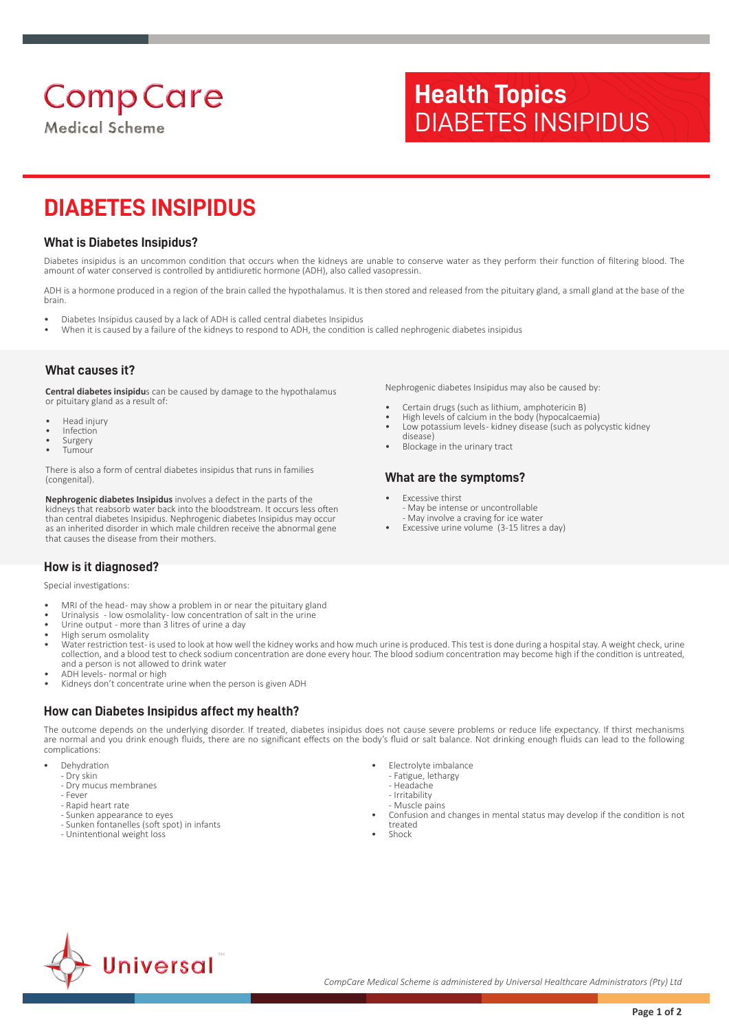CompCare Medical Scheme

**Health Topics**
DIABETES INSIPIDUS

# DIABETES INSIPIDUS

## What is Diabetes Insipidus?

Diabetes insipidus is an uncommon condition that occurs when the kidneys are unable to conserve water as they perform their function of filtering blood. The amount of water conserved is controlled by antidiuretic hormone (ADH), also called vasopressin.

ADH is a hormone produced in a region of the brain called the hypothalamus. It is then stored and released from the pituitary gland, a small gland at the base of the brain.

- Diabetes Insipidus caused by a lack of ADH is called central diabetes Insipidus
- When it is caused by a failure of the kidneys to respond to ADH, the condition is called nephrogenic diabetes insipidus

## What causes it?

**Central diabetes insipidu**s can be caused by damage to the hypothalamus or pituitary gland as a result of:

- Head injury
- Infection
- Surgery
- Tumour

There is also a form of central diabetes insipidus that runs in families (congenital).

**Nephrogenic diabetes Insipidus** involves a defect in the parts of the kidneys that reabsorb water back into the bloodstream. It occurs less often than central diabetes Insipidus. Nephrogenic diabetes Insipidus may occur as an inherited disorder in which male children receive the abnormal gene that causes the disease from their mothers.

Nephrogenic diabetes Insipidus may also be caused by:

- Certain drugs (such as lithium, amphotericin B)
- High levels of calcium in the body (hypocalcaemia)
- Low potassium levels- kidney disease (such as polycystic kidney disease)
- Blockage in the urinary tract

## What are the symptoms?

- Excessive thirst
  - May be intense or uncontrollable
  - May involve a craving for ice water
- Excessive urine volume (3-15 litres a day)

## How is it diagnosed?

Special investigations:

- MRI of the head- may show a problem in or near the pituitary gland
- Urinalysis - low osmolality- low concentration of salt in the urine
- Urine output - more than 3 litres of urine a day
- High serum osmolality
- Water restriction test- is used to look at how well the kidney works and how much urine is produced. This test is done during a hospital stay. A weight check, urine collection, and a blood test to check sodium concentration are done every hour. The blood sodium concentration may become high if the condition is untreated, and a person is not allowed to drink water
- ADH levels- normal or high
- Kidneys don't concentrate urine when the person is given ADH

## How can Diabetes Insipidus affect my health?

The outcome depends on the underlying disorder. If treated, diabetes insipidus does not cause severe problems or reduce life expectancy. If thirst mechanisms are normal and you drink enough fluids, there are no significant effects on the body's fluid or salt balance. Not drinking enough fluids can lead to the following complications:

- Dehydration
  - Dry skin
  - Dry mucus membranes
  - Fever
  - Rapid heart rate
  - Sunken appearance to eyes
  - Sunken fontanelles (soft spot) in infants
  - Unintentional weight loss
- Electrolyte imbalance
  - Fatigue, lethargy
  - Headache
  - Irritability
  - Muscle pains
- Confusion and changes in mental status may develop if the condition is not treated
- Shock

*CompCare Medical Scheme is administered by Universal Healthcare Administrators (Pty) Ltd*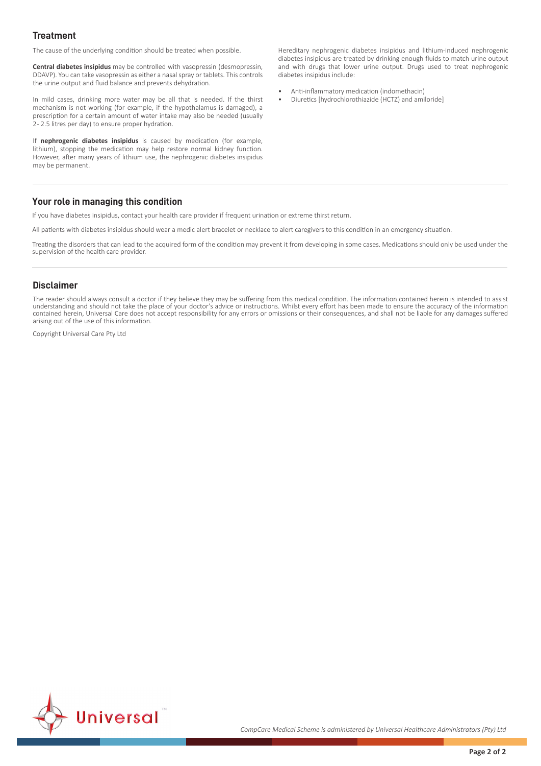## Treatment

The cause of the underlying condition should be treated when possible.

**Central diabetes insipidus** may be controlled with vasopressin (desmopressin, DDAVP). You can take vasopressin as either a nasal spray or tablets. This controls the urine output and fluid balance and prevents dehydration.

In mild cases, drinking more water may be all that is needed. If the thirst mechanism is not working (for example, if the hypothalamus is damaged), a prescription for a certain amount of water intake may also be needed (usually 2- 2.5 litres per day) to ensure proper hydration.

If **nephrogenic diabetes insipidus** is caused by medication (for example, lithium), stopping the medication may help restore normal kidney function. However, after many years of lithium use, the nephrogenic diabetes insipidus may be permanent.

Hereditary nephrogenic diabetes insipidus and lithium-induced nephrogenic diabetes insipidus are treated by drinking enough fluids to match urine output and with drugs that lower urine output. Drugs used to treat nephrogenic diabetes insipidus include:

- Anti-inflammatory medication (indomethacin)
- Diuretics [hydrochlorothiazide (HCTZ) and amiloride]

## Your role in managing this condition

If you have diabetes insipidus, contact your health care provider if frequent urination or extreme thirst return.

All patients with diabetes insipidus should wear a medic alert bracelet or necklace to alert caregivers to this condition in an emergency situation.

Treating the disorders that can lead to the acquired form of the condition may prevent it from developing in some cases. Medications should only be used under the supervision of the health care provider.

## Disclaimer

The reader should always consult a doctor if they believe they may be suffering from this medical condition. The information contained herein is intended to assist understanding and should not take the place of your doctor's advice or instructions. Whilst every effort has been made to ensure the accuracy of the information contained herein, Universal Care does not accept responsibility for any errors or omissions or their consequences, and shall not be liable for any damages suffered arising out of the use of this information.

Copyright Universal Care Pty Ltd

Universal™

*CompCare Medical Scheme is administered by Universal Healthcare Administrators (Pty) Ltd*